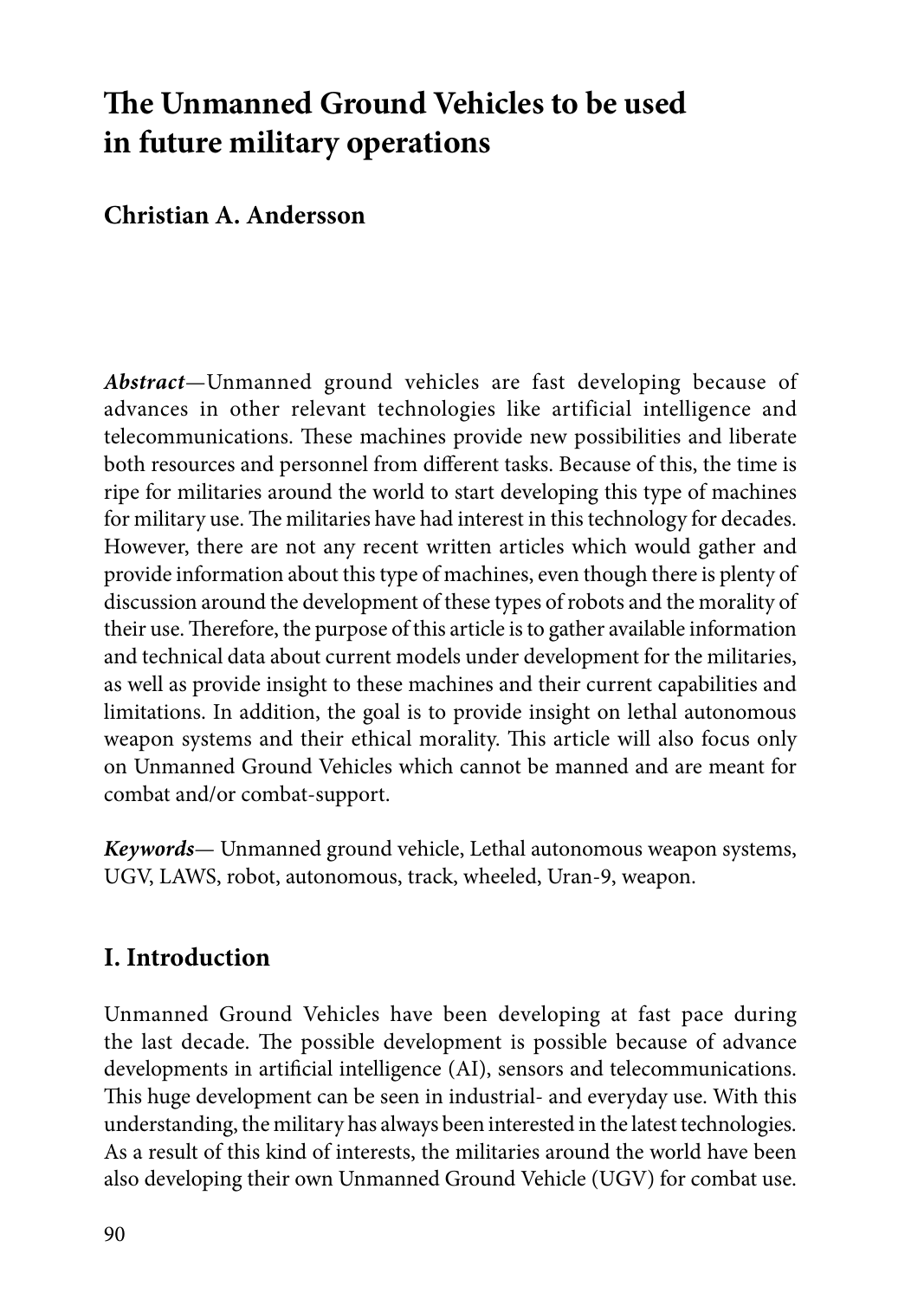# The Unmanned Ground Vehicles to be used in future military operations

**Christian A. Andersson**

***Abstract***—Unmanned ground vehicles are fast developing because of advances in other relevant technologies like artificial intelligence and telecommunications. These machines provide new possibilities and liberate both resources and personnel from different tasks. Because of this, the time is ripe for militaries around the world to start developing this type of machines for military use. The militaries have had interest in this technology for decades. However, there are not any recent written articles which would gather and provide information about this type of machines, even though there is plenty of discussion around the development of these types of robots and the morality of their use. Therefore, the purpose of this article is to gather available information and technical data about current models under development for the militaries, as well as provide insight to these machines and their current capabilities and limitations. In addition, the goal is to provide insight on lethal autonomous weapon systems and their ethical morality. This article will also focus only on Unmanned Ground Vehicles which cannot be manned and are meant for combat and/or combat-support.

***Keywords***— Unmanned ground vehicle, Lethal autonomous weapon systems, UGV, LAWS, robot, autonomous, track, wheeled, Uran-9, weapon.

## I. Introduction

Unmanned Ground Vehicles have been developing at fast pace during the last decade. The possible development is possible because of advance developments in artificial intelligence (AI), sensors and telecommunications. This huge development can be seen in industrial- and everyday use. With this understanding, the military has always been interested in the latest technologies. As a result of this kind of interests, the militaries around the world have been also developing their own Unmanned Ground Vehicle (UGV) for combat use.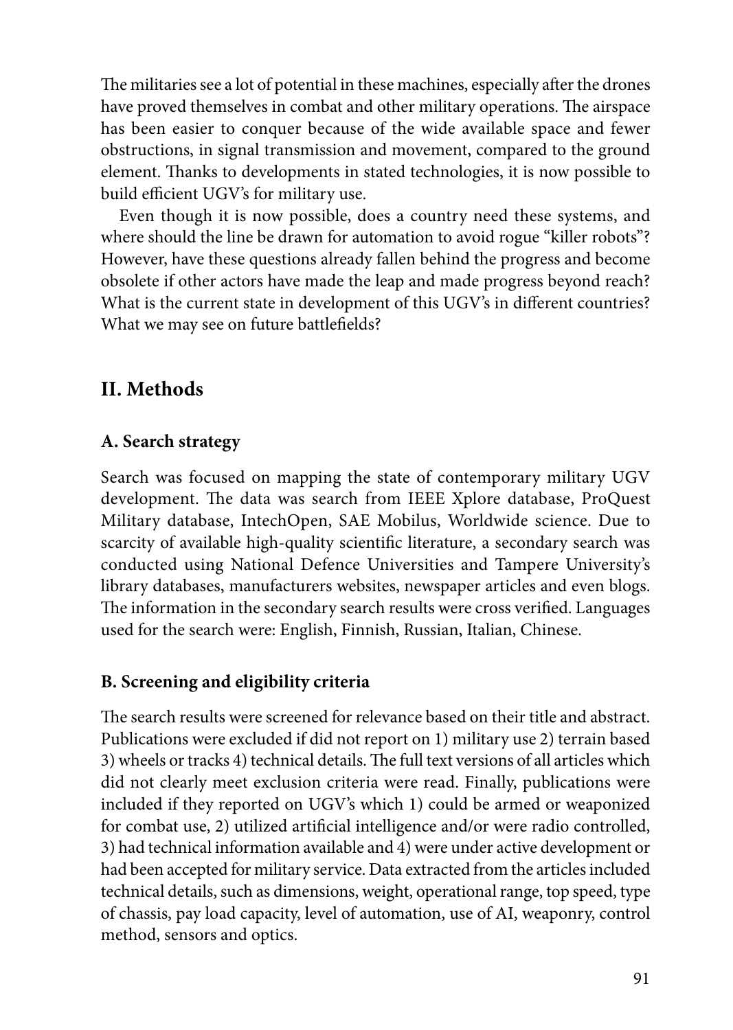The militaries see a lot of potential in these machines, especially after the drones have proved themselves in combat and other military operations. The airspace has been easier to conquer because of the wide available space and fewer obstructions, in signal transmission and movement, compared to the ground element. Thanks to developments in stated technologies, it is now possible to build efficient UGV's for military use.

Even though it is now possible, does a country need these systems, and where should the line be drawn for automation to avoid rogue "killer robots"? However, have these questions already fallen behind the progress and become obsolete if other actors have made the leap and made progress beyond reach? What is the current state in development of this UGV's in different countries? What we may see on future battlefields?

## II. Methods

### A. Search strategy

Search was focused on mapping the state of contemporary military UGV development. The data was search from IEEE Xplore database, ProQuest Military database, IntechOpen, SAE Mobilus, Worldwide science. Due to scarcity of available high-quality scientific literature, a secondary search was conducted using National Defence Universities and Tampere University's library databases, manufacturers websites, newspaper articles and even blogs. The information in the secondary search results were cross verified. Languages used for the search were: English, Finnish, Russian, Italian, Chinese.

### B. Screening and eligibility criteria

The search results were screened for relevance based on their title and abstract. Publications were excluded if did not report on 1) military use 2) terrain based 3) wheels or tracks 4) technical details. The full text versions of all articles which did not clearly meet exclusion criteria were read. Finally, publications were included if they reported on UGV's which 1) could be armed or weaponized for combat use, 2) utilized artificial intelligence and/or were radio controlled, 3) had technical information available and 4) were under active development or had been accepted for military service. Data extracted from the articles included technical details, such as dimensions, weight, operational range, top speed, type of chassis, pay load capacity, level of automation, use of AI, weaponry, control method, sensors and optics.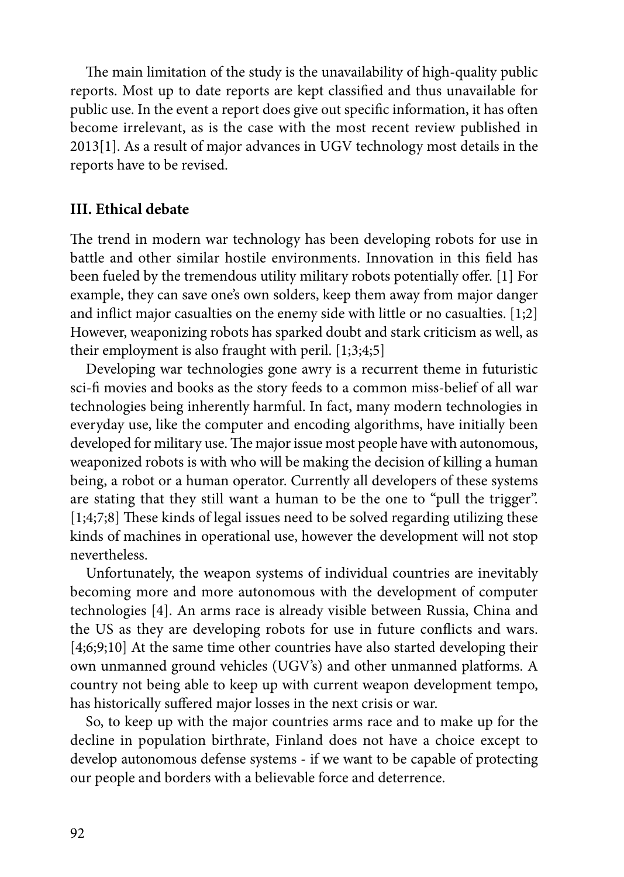The main limitation of the study is the unavailability of high-quality public reports. Most up to date reports are kept classified and thus unavailable for public use. In the event a report does give out specific information, it has often become irrelevant, as is the case with the most recent review published in 2013[1]. As a result of major advances in UGV technology most details in the reports have to be revised.

## III. Ethical debate

The trend in modern war technology has been developing robots for use in battle and other similar hostile environments. Innovation in this field has been fueled by the tremendous utility military robots potentially offer. [1] For example, they can save one's own solders, keep them away from major danger and inflict major casualties on the enemy side with little or no casualties. [1;2] However, weaponizing robots has sparked doubt and stark criticism as well, as their employment is also fraught with peril. [1;3;4;5]

Developing war technologies gone awry is a recurrent theme in futuristic sci-fi movies and books as the story feeds to a common miss-belief of all war technologies being inherently harmful. In fact, many modern technologies in everyday use, like the computer and encoding algorithms, have initially been developed for military use. The major issue most people have with autonomous, weaponized robots is with who will be making the decision of killing a human being, a robot or a human operator. Currently all developers of these systems are stating that they still want a human to be the one to "pull the trigger". [1;4;7;8] These kinds of legal issues need to be solved regarding utilizing these kinds of machines in operational use, however the development will not stop nevertheless.

Unfortunately, the weapon systems of individual countries are inevitably becoming more and more autonomous with the development of computer technologies [4]. An arms race is already visible between Russia, China and the US as they are developing robots for use in future conflicts and wars. [4;6;9;10] At the same time other countries have also started developing their own unmanned ground vehicles (UGV's) and other unmanned platforms. A country not being able to keep up with current weapon development tempo, has historically suffered major losses in the next crisis or war.

So, to keep up with the major countries arms race and to make up for the decline in population birthrate, Finland does not have a choice except to develop autonomous defense systems - if we want to be capable of protecting our people and borders with a believable force and deterrence.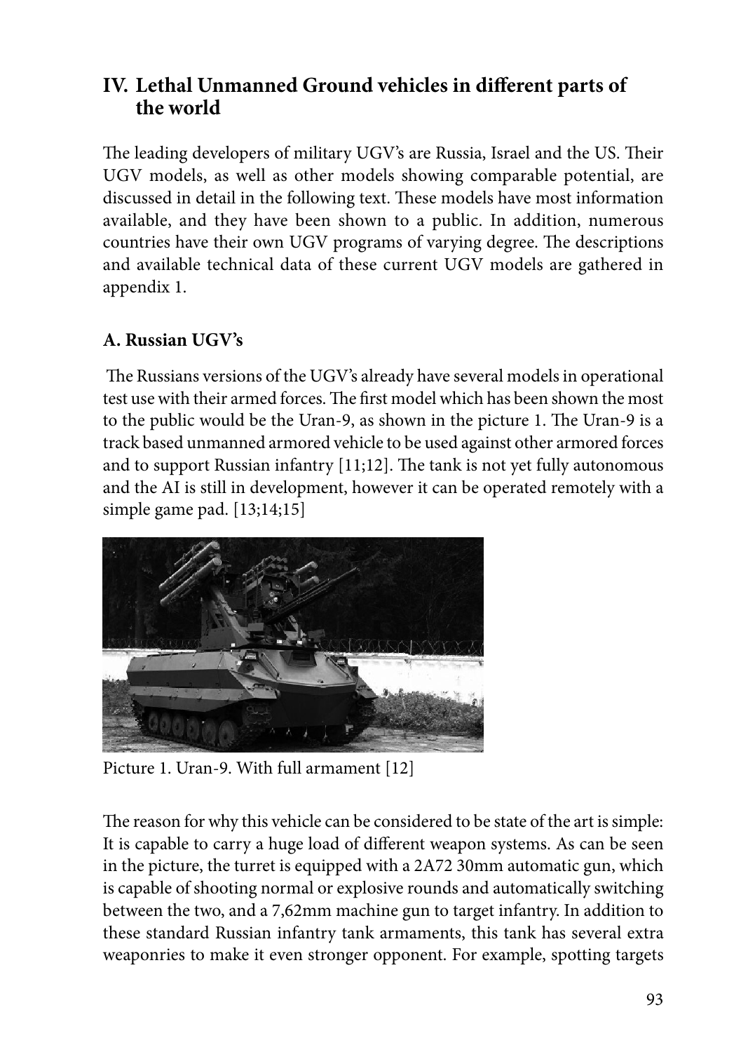## IV. Lethal Unmanned Ground vehicles in different parts of the world

The leading developers of military UGV's are Russia, Israel and the US. Their UGV models, as well as other models showing comparable potential, are discussed in detail in the following text. These models have most information available, and they have been shown to a public. In addition, numerous countries have their own UGV programs of varying degree. The descriptions and available technical data of these current UGV models are gathered in appendix 1.

### A. Russian UGV's

The Russians versions of the UGV's already have several models in operational test use with their armed forces. The first model which has been shown the most to the public would be the Uran-9, as shown in the picture 1. The Uran-9 is a track based unmanned armored vehicle to be used against other armored forces and to support Russian infantry [11;12]. The tank is not yet fully autonomous and the AI is still in development, however it can be operated remotely with a simple game pad. [13;14;15]

Picture 1. Uran-9. With full armament [12]

The reason for why this vehicle can be considered to be state of the art is simple: It is capable to carry a huge load of different weapon systems. As can be seen in the picture, the turret is equipped with a 2A72 30mm automatic gun, which is capable of shooting normal or explosive rounds and automatically switching between the two, and a 7,62mm machine gun to target infantry. In addition to these standard Russian infantry tank armaments, this tank has several extra weaponries to make it even stronger opponent. For example, spotting targets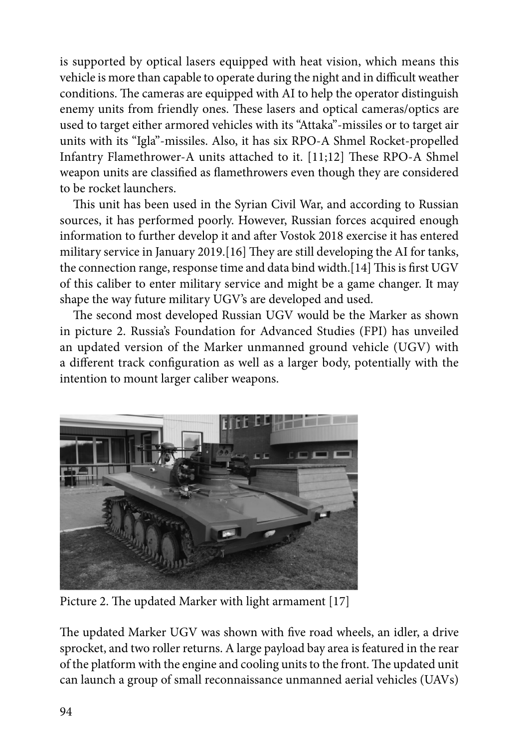is supported by optical lasers equipped with heat vision, which means this vehicle is more than capable to operate during the night and in difficult weather conditions. The cameras are equipped with AI to help the operator distinguish enemy units from friendly ones. These lasers and optical cameras/optics are used to target either armored vehicles with its "Attaka"-missiles or to target air units with its "Igla"-missiles. Also, it has six RPO-A Shmel Rocket-propelled Infantry Flamethrower-A units attached to it. [11;12] These RPO-A Shmel weapon units are classified as flamethrowers even though they are considered to be rocket launchers.

This unit has been used in the Syrian Civil War, and according to Russian sources, it has performed poorly. However, Russian forces acquired enough information to further develop it and after Vostok 2018 exercise it has entered military service in January 2019.[16] They are still developing the AI for tanks, the connection range, response time and data bind width.[14] This is first UGV of this caliber to enter military service and might be a game changer. It may shape the way future military UGV's are developed and used.

The second most developed Russian UGV would be the Marker as shown in picture 2. Russia's Foundation for Advanced Studies (FPI) has unveiled an updated version of the Marker unmanned ground vehicle (UGV) with a different track configuration as well as a larger body, potentially with the intention to mount larger caliber weapons.

Picture 2. The updated Marker with light armament [17]

The updated Marker UGV was shown with five road wheels, an idler, a drive sprocket, and two roller returns. A large payload bay area is featured in the rear of the platform with the engine and cooling units to the front. The updated unit can launch a group of small reconnaissance unmanned aerial vehicles (UAVs)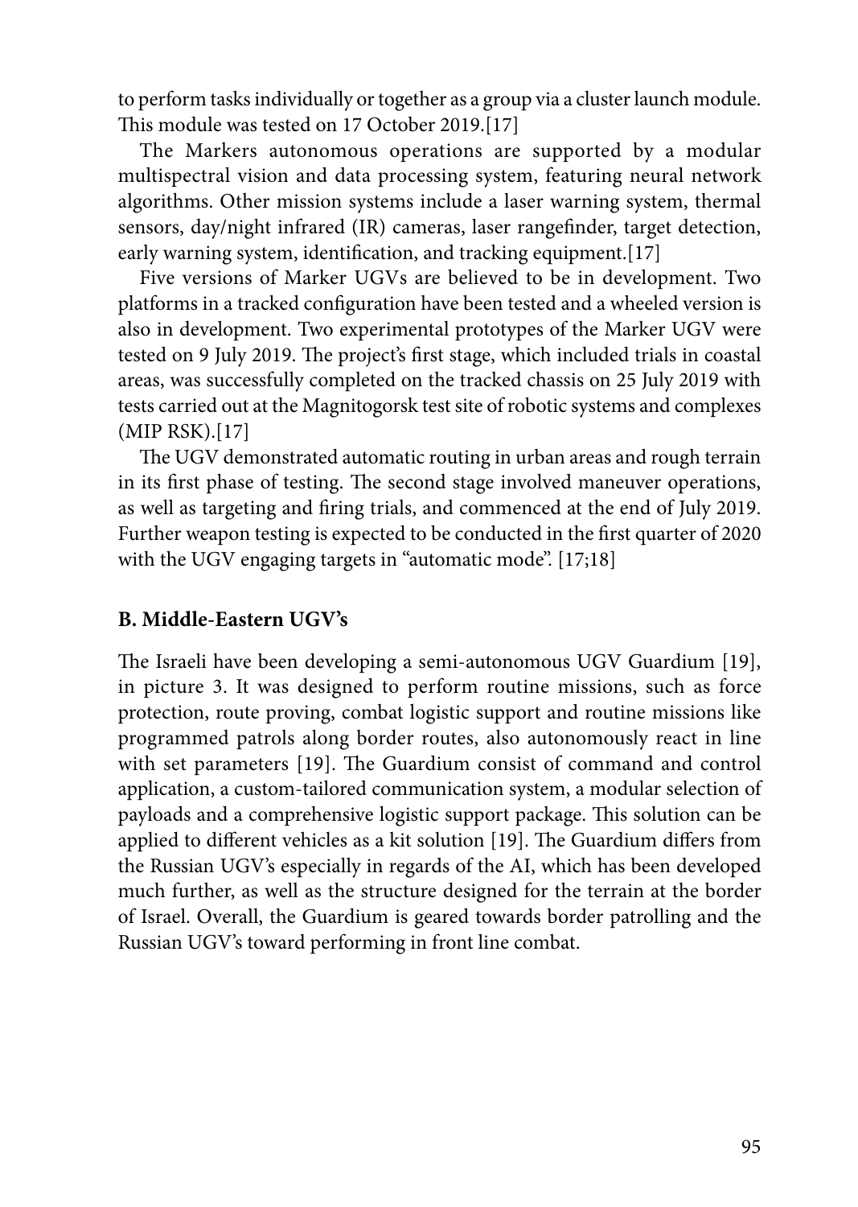to perform tasks individually or together as a group via a cluster launch module. This module was tested on 17 October 2019.[17]

The Markers autonomous operations are supported by a modular multispectral vision and data processing system, featuring neural network algorithms. Other mission systems include a laser warning system, thermal sensors, day/night infrared (IR) cameras, laser rangefinder, target detection, early warning system, identification, and tracking equipment.[17]

Five versions of Marker UGVs are believed to be in development. Two platforms in a tracked configuration have been tested and a wheeled version is also in development. Two experimental prototypes of the Marker UGV were tested on 9 July 2019. The project's first stage, which included trials in coastal areas, was successfully completed on the tracked chassis on 25 July 2019 with tests carried out at the Magnitogorsk test site of robotic systems and complexes (MIP RSK).[17]

The UGV demonstrated automatic routing in urban areas and rough terrain in its first phase of testing. The second stage involved maneuver operations, as well as targeting and firing trials, and commenced at the end of July 2019. Further weapon testing is expected to be conducted in the first quarter of 2020 with the UGV engaging targets in "automatic mode". [17;18]

### B. Middle-Eastern UGV's

The Israeli have been developing a semi-autonomous UGV Guardium [19], in picture 3. It was designed to perform routine missions, such as force protection, route proving, combat logistic support and routine missions like programmed patrols along border routes, also autonomously react in line with set parameters [19]. The Guardium consist of command and control application, a custom-tailored communication system, a modular selection of payloads and a comprehensive logistic support package. This solution can be applied to different vehicles as a kit solution [19]. The Guardium differs from the Russian UGV's especially in regards of the AI, which has been developed much further, as well as the structure designed for the terrain at the border of Israel. Overall, the Guardium is geared towards border patrolling and the Russian UGV's toward performing in front line combat.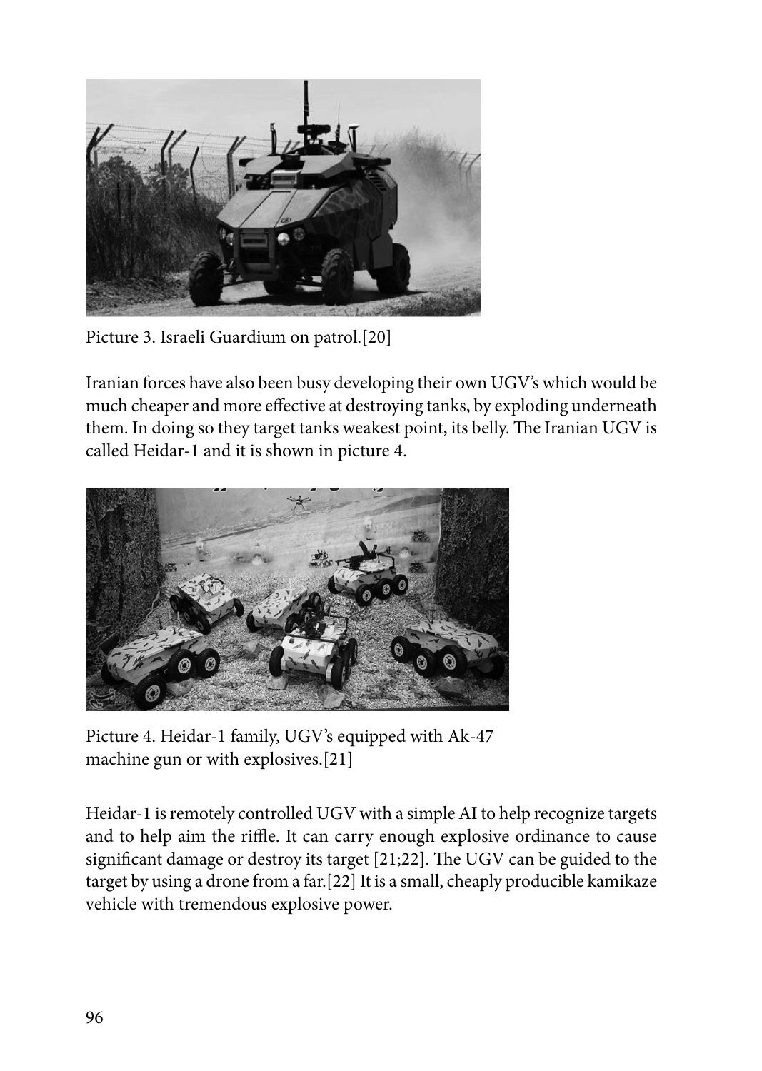Picture 3. Israeli Guardium on patrol.[20]

Iranian forces have also been busy developing their own UGV's which would be much cheaper and more effective at destroying tanks, by exploding underneath them. In doing so they target tanks weakest point, its belly. The Iranian UGV is called Heidar-1 and it is shown in picture 4.

Picture 4. Heidar-1 family, UGV's equipped with Ak-47 machine gun or with explosives.[21]

Heidar-1 is remotely controlled UGV with a simple AI to help recognize targets and to help aim the riffle. It can carry enough explosive ordinance to cause significant damage or destroy its target [21;22]. The UGV can be guided to the target by using a drone from a far.[22] It is a small, cheaply producible kamikaze vehicle with tremendous explosive power.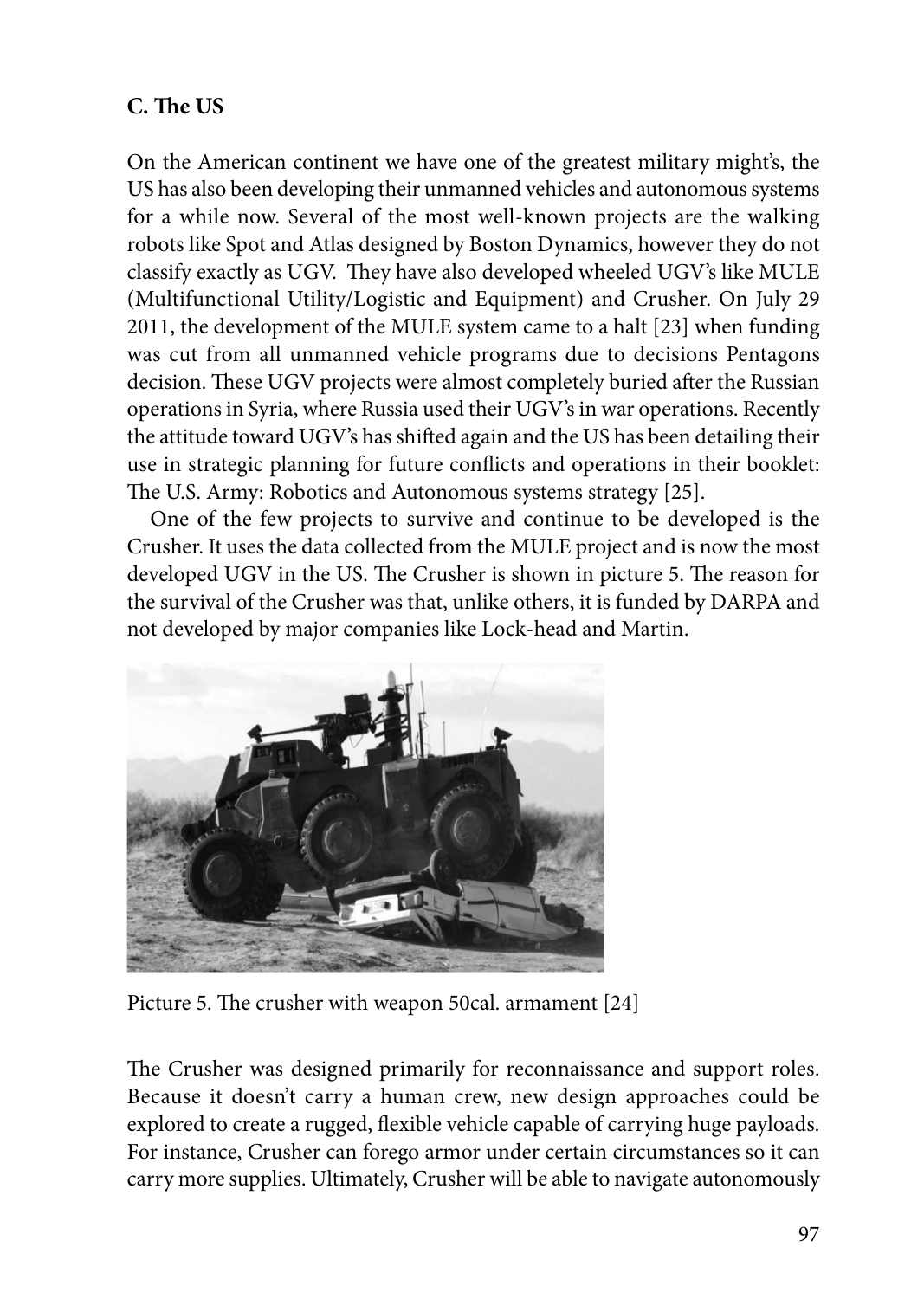### C. The US

On the American continent we have one of the greatest military might's, the US has also been developing their unmanned vehicles and autonomous systems for a while now. Several of the most well-known projects are the walking robots like Spot and Atlas designed by Boston Dynamics, however they do not classify exactly as UGV. They have also developed wheeled UGV's like MULE (Multifunctional Utility/Logistic and Equipment) and Crusher. On July 29 2011, the development of the MULE system came to a halt [23] when funding was cut from all unmanned vehicle programs due to decisions Pentagons decision. These UGV projects were almost completely buried after the Russian operations in Syria, where Russia used their UGV's in war operations. Recently the attitude toward UGV's has shifted again and the US has been detailing their use in strategic planning for future conflicts and operations in their booklet: The U.S. Army: Robotics and Autonomous systems strategy [25].

One of the few projects to survive and continue to be developed is the Crusher. It uses the data collected from the MULE project and is now the most developed UGV in the US. The Crusher is shown in picture 5. The reason for the survival of the Crusher was that, unlike others, it is funded by DARPA and not developed by major companies like Lock-head and Martin.

Picture 5. The crusher with weapon 50cal. armament [24]

The Crusher was designed primarily for reconnaissance and support roles. Because it doesn't carry a human crew, new design approaches could be explored to create a rugged, flexible vehicle capable of carrying huge payloads. For instance, Crusher can forego armor under certain circumstances so it can carry more supplies. Ultimately, Crusher will be able to navigate autonomously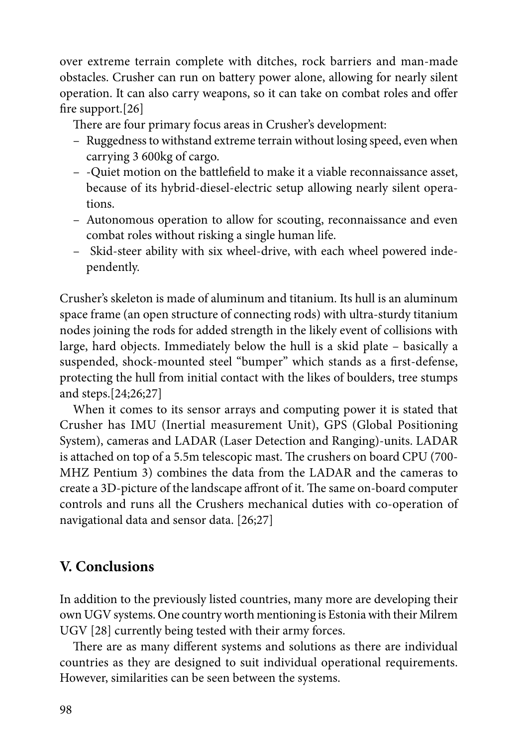over extreme terrain complete with ditches, rock barriers and man-made obstacles. Crusher can run on battery power alone, allowing for nearly silent operation. It can also carry weapons, so it can take on combat roles and offer fire support.[26]

There are four primary focus areas in Crusher's development:

- Ruggedness to withstand extreme terrain without losing speed, even when carrying 3 600kg of cargo.
- -Quiet motion on the battlefield to make it a viable reconnaissance asset, because of its hybrid-diesel-electric setup allowing nearly silent operations.
- Autonomous operation to allow for scouting, reconnaissance and even combat roles without risking a single human life.
- Skid-steer ability with six wheel-drive, with each wheel powered independently.

Crusher's skeleton is made of aluminum and titanium. Its hull is an aluminum space frame (an open structure of connecting rods) with ultra-sturdy titanium nodes joining the rods for added strength in the likely event of collisions with large, hard objects. Immediately below the hull is a skid plate – basically a suspended, shock-mounted steel "bumper" which stands as a first-defense, protecting the hull from initial contact with the likes of boulders, tree stumps and steps.[24;26;27]

When it comes to its sensor arrays and computing power it is stated that Crusher has IMU (Inertial measurement Unit), GPS (Global Positioning System), cameras and LADAR (Laser Detection and Ranging)-units. LADAR is attached on top of a 5.5m telescopic mast. The crushers on board CPU (700-MHZ Pentium 3) combines the data from the LADAR and the cameras to create a 3D-picture of the landscape affront of it. The same on-board computer controls and runs all the Crushers mechanical duties with co-operation of navigational data and sensor data. [26;27]

## V. Conclusions

In addition to the previously listed countries, many more are developing their own UGV systems. One country worth mentioning is Estonia with their Milrem UGV [28] currently being tested with their army forces.

There are as many different systems and solutions as there are individual countries as they are designed to suit individual operational requirements. However, similarities can be seen between the systems.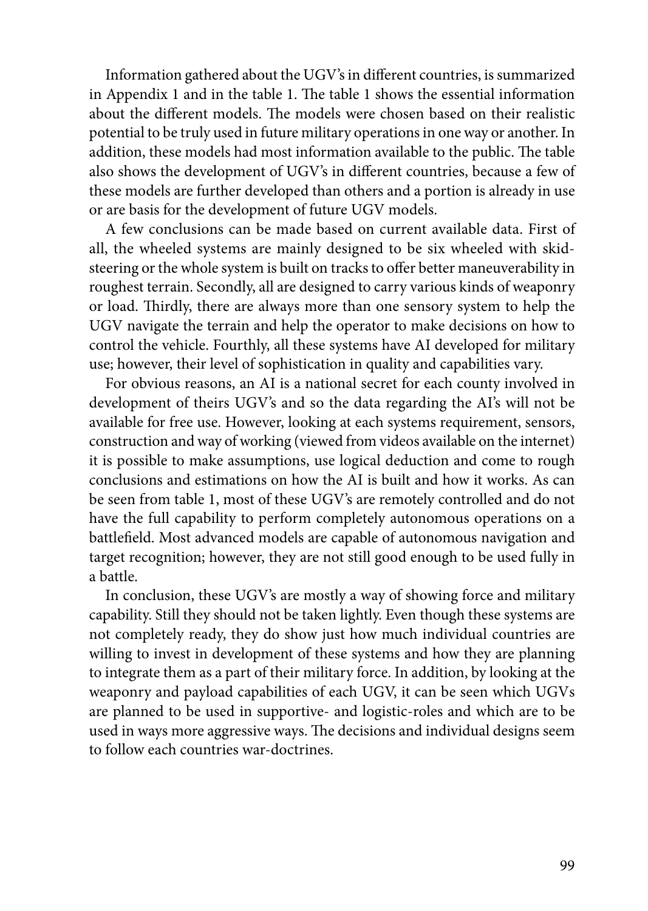Information gathered about the UGV's in different countries, is summarized in Appendix 1 and in the table 1. The table 1 shows the essential information about the different models. The models were chosen based on their realistic potential to be truly used in future military operations in one way or another. In addition, these models had most information available to the public. The table also shows the development of UGV's in different countries, because a few of these models are further developed than others and a portion is already in use or are basis for the development of future UGV models.

A few conclusions can be made based on current available data. First of all, the wheeled systems are mainly designed to be six wheeled with skid-steering or the whole system is built on tracks to offer better maneuverability in roughest terrain. Secondly, all are designed to carry various kinds of weaponry or load. Thirdly, there are always more than one sensory system to help the UGV navigate the terrain and help the operator to make decisions on how to control the vehicle. Fourthly, all these systems have AI developed for military use; however, their level of sophistication in quality and capabilities vary.

For obvious reasons, an AI is a national secret for each county involved in development of theirs UGV's and so the data regarding the AI's will not be available for free use. However, looking at each systems requirement, sensors, construction and way of working (viewed from videos available on the internet) it is possible to make assumptions, use logical deduction and come to rough conclusions and estimations on how the AI is built and how it works. As can be seen from table 1, most of these UGV's are remotely controlled and do not have the full capability to perform completely autonomous operations on a battlefield. Most advanced models are capable of autonomous navigation and target recognition; however, they are not still good enough to be used fully in a battle.

In conclusion, these UGV's are mostly a way of showing force and military capability. Still they should not be taken lightly. Even though these systems are not completely ready, they do show just how much individual countries are willing to invest in development of these systems and how they are planning to integrate them as a part of their military force. In addition, by looking at the weaponry and payload capabilities of each UGV, it can be seen which UGVs are planned to be used in supportive- and logistic-roles and which are to be used in ways more aggressive ways. The decisions and individual designs seem to follow each countries war-doctrines.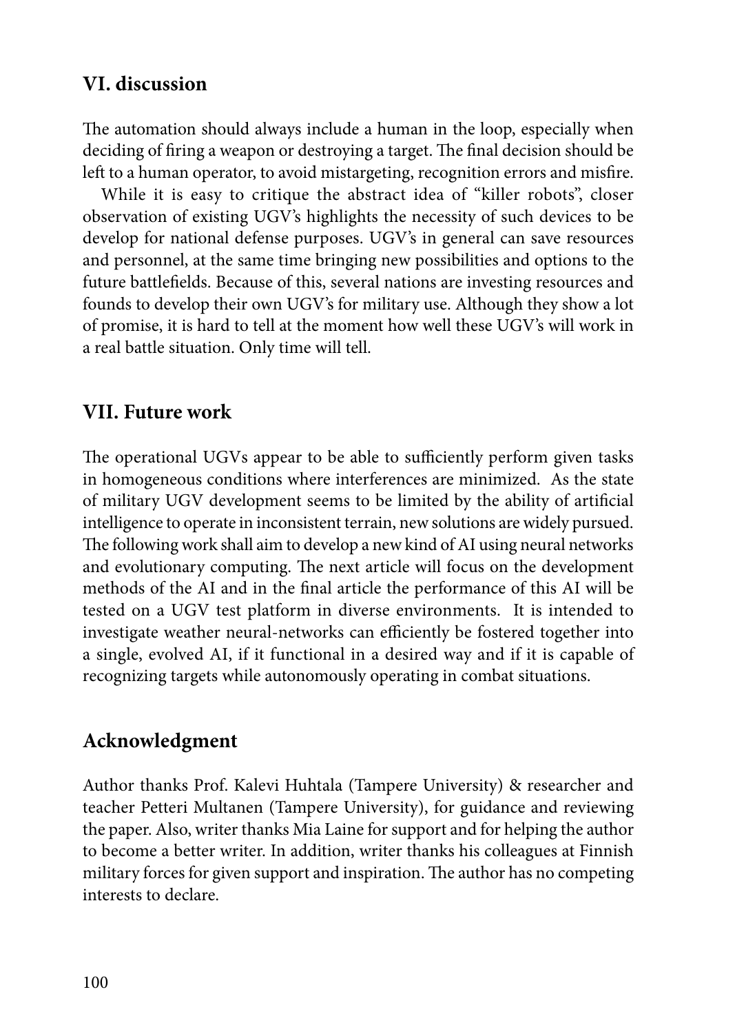## VI. discussion

The automation should always include a human in the loop, especially when deciding of firing a weapon or destroying a target. The final decision should be left to a human operator, to avoid mistargeting, recognition errors and misfire.

While it is easy to critique the abstract idea of "killer robots", closer observation of existing UGV's highlights the necessity of such devices to be develop for national defense purposes. UGV's in general can save resources and personnel, at the same time bringing new possibilities and options to the future battlefields. Because of this, several nations are investing resources and founds to develop their own UGV's for military use. Although they show a lot of promise, it is hard to tell at the moment how well these UGV's will work in a real battle situation. Only time will tell.

## VII. Future work

The operational UGVs appear to be able to sufficiently perform given tasks in homogeneous conditions where interferences are minimized. As the state of military UGV development seems to be limited by the ability of artificial intelligence to operate in inconsistent terrain, new solutions are widely pursued. The following work shall aim to develop a new kind of AI using neural networks and evolutionary computing. The next article will focus on the development methods of the AI and in the final article the performance of this AI will be tested on a UGV test platform in diverse environments. It is intended to investigate weather neural-networks can efficiently be fostered together into a single, evolved AI, if it functional in a desired way and if it is capable of recognizing targets while autonomously operating in combat situations.

## Acknowledgment

Author thanks Prof. Kalevi Huhtala (Tampere University) & researcher and teacher Petteri Multanen (Tampere University), for guidance and reviewing the paper. Also, writer thanks Mia Laine for support and for helping the author to become a better writer. In addition, writer thanks his colleagues at Finnish military forces for given support and inspiration. The author has no competing interests to declare.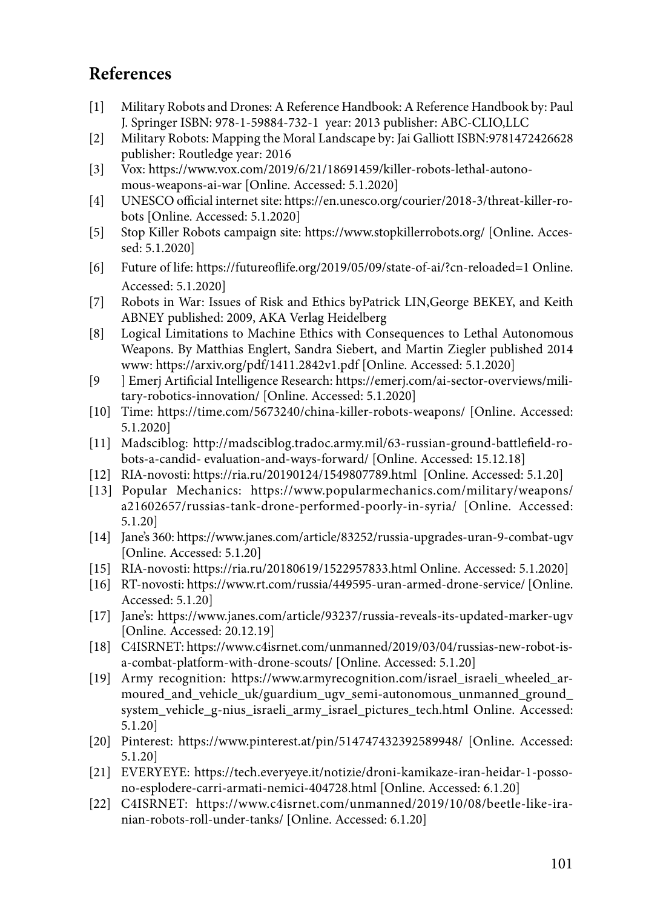## References

[1] Military Robots and Drones: A Reference Handbook: A Reference Handbook by: Paul J. Springer ISBN: 978-1-59884-732-1 year: 2013 publisher: ABC-CLIO,LLC

[2] Military Robots: Mapping the Moral Landscape by: Jai Galliott ISBN:9781472426628 publisher: Routledge year: 2016

[3] Vox: https://www.vox.com/2019/6/21/18691459/killer-robots-lethal-autonomous-weapons-ai-war [Online. Accessed: 5.1.2020]

[4] UNESCO official internet site: https://en.unesco.org/courier/2018-3/threat-killer-robots [Online. Accessed: 5.1.2020]

[5] Stop Killer Robots campaign site: https://www.stopkillerrobots.org/ [Online. Accessed: 5.1.2020]

[6] Future of life: https://futureoflife.org/2019/05/09/state-of-ai/?cn-reloaded=1 Online. Accessed: 5.1.2020]

[7] Robots in War: Issues of Risk and Ethics byPatrick LIN,George BEKEY, and Keith ABNEY published: 2009, AKA Verlag Heidelberg

[8] Logical Limitations to Machine Ethics with Consequences to Lethal Autonomous Weapons. By Matthias Englert, Sandra Siebert, and Martin Ziegler published 2014 www: https://arxiv.org/pdf/1411.2842v1.pdf [Online. Accessed: 5.1.2020]

[9 ] Emerj Artificial Intelligence Research: https://emerj.com/ai-sector-overviews/military-robotics-innovation/ [Online. Accessed: 5.1.2020]

[10] Time: https://time.com/5673240/china-killer-robots-weapons/ [Online. Accessed: 5.1.2020]

[11] Madsciblog: http://madsciblog.tradoc.army.mil/63-russian-ground-battlefield-robots-a-candid- evaluation-and-ways-forward/ [Online. Accessed: 15.12.18]

[12] RIA-novosti: https://ria.ru/20190124/1549807789.html [Online. Accessed: 5.1.20]

[13] Popular Mechanics: https://www.popularmechanics.com/military/weapons/a21602657/russias-tank-drone-performed-poorly-in-syria/ [Online. Accessed: 5.1.20]

[14] Jane's 360: https://www.janes.com/article/83252/russia-upgrades-uran-9-combat-ugv [Online. Accessed: 5.1.20]

[15] RIA-novosti: https://ria.ru/20180619/1522957833.html Online. Accessed: 5.1.2020]

[16] RT-novosti: https://www.rt.com/russia/449595-uran-armed-drone-service/ [Online. Accessed: 5.1.20]

[17] Jane's: https://www.janes.com/article/93237/russia-reveals-its-updated-marker-ugv [Online. Accessed: 20.12.19]

[18] C4ISRNET: https://www.c4isrnet.com/unmanned/2019/03/04/russias-new-robot-is-a-combat-platform-with-drone-scouts/ [Online. Accessed: 5.1.20]

[19] Army recognition: https://www.armyrecognition.com/israel_israeli_wheeled_armoured_and_vehicle_uk/guardium_ugv_semi-autonomous_unmanned_ground_system_vehicle_g-nius_israeli_army_israel_pictures_tech.html Online. Accessed: 5.1.20]

[20] Pinterest: https://www.pinterest.at/pin/514747432392589948/ [Online. Accessed: 5.1.20]

[21] EVERYEYE: https://tech.everyeye.it/notizie/droni-kamikaze-iran-heidar-1-possono-esplodere-carri-armati-nemici-404728.html [Online. Accessed: 6.1.20]

[22] C4ISRNET: https://www.c4isrnet.com/unmanned/2019/10/08/beetle-like-iranian-robots-roll-under-tanks/ [Online. Accessed: 6.1.20]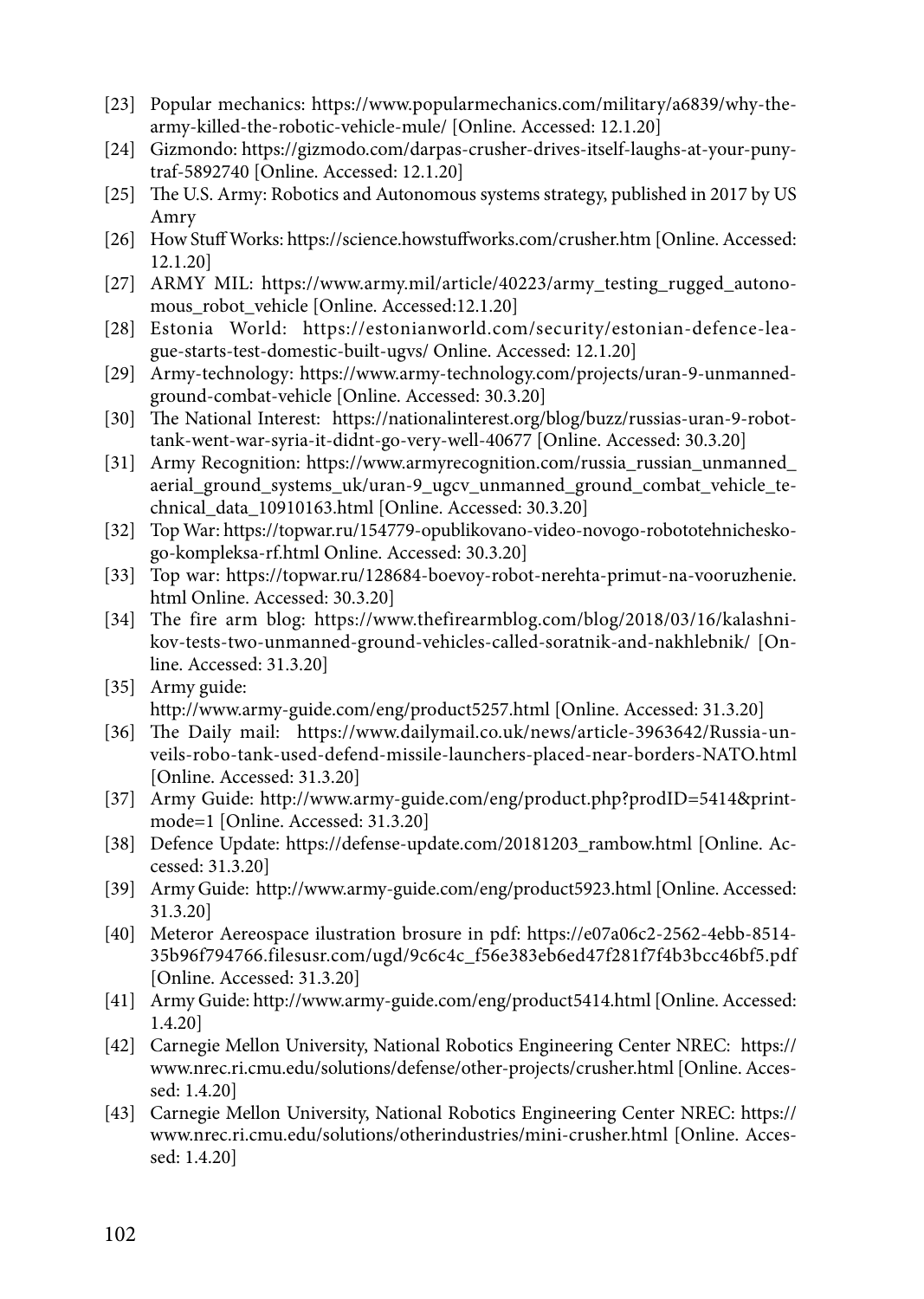[23] Popular mechanics: https://www.popularmechanics.com/military/a6839/why-the-army-killed-the-robotic-vehicle-mule/ [Online. Accessed: 12.1.20]

[24] Gizmondo: https://gizmodo.com/darpas-crusher-drives-itself-laughs-at-your-puny-traf-5892740 [Online. Accessed: 12.1.20]

[25] The U.S. Army: Robotics and Autonomous systems strategy, published in 2017 by US Amry

[26] How Stuff Works: https://science.howstuffworks.com/crusher.htm [Online. Accessed: 12.1.20]

[27] ARMY MIL: https://www.army.mil/article/40223/army_testing_rugged_autonomous_robot_vehicle [Online. Accessed:12.1.20]

[28] Estonia World: https://estonianworld.com/security/estonian-defence-league-starts-test-domestic-built-ugvs/ Online. Accessed: 12.1.20]

[29] Army-technology: https://www.army-technology.com/projects/uran-9-unmanned-ground-combat-vehicle [Online. Accessed: 30.3.20]

[30] The National Interest: https://nationalinterest.org/blog/buzz/russias-uran-9-robot-tank-went-war-syria-it-didnt-go-very-well-40677 [Online. Accessed: 30.3.20]

[31] Army Recognition: https://www.armyrecognition.com/russia_russian_unmanned_aerial_ground_systems_uk/uran-9_ugcv_unmanned_ground_combat_vehicle_technical_data_10910163.html [Online. Accessed: 30.3.20]

[32] Top War: https://topwar.ru/154779-opublikovano-video-novogo-robototehnicheskogo-kompleksa-rf.html Online. Accessed: 30.3.20]

[33] Top war: https://topwar.ru/128684-boevoy-robot-nerehta-primut-na-vooruzhenie.html Online. Accessed: 30.3.20]

[34] The fire arm blog: https://www.thefirearmblog.com/blog/2018/03/16/kalashnikov-tests-two-unmanned-ground-vehicles-called-soratnik-and-nakhlebnik/ [Online. Accessed: 31.3.20]

[35] Army guide: http://www.army-guide.com/eng/product5257.html [Online. Accessed: 31.3.20]

[36] The Daily mail: https://www.dailymail.co.uk/news/article-3963642/Russia-unveils-robo-tank-used-defend-missile-launchers-placed-near-borders-NATO.html [Online. Accessed: 31.3.20]

[37] Army Guide: http://www.army-guide.com/eng/product.php?prodID=5414&printmode=1 [Online. Accessed: 31.3.20]

[38] Defence Update: https://defense-update.com/20181203_rambow.html [Online. Accessed: 31.3.20]

[39] Army Guide: http://www.army-guide.com/eng/product5923.html [Online. Accessed: 31.3.20]

[40] Meteror Aereospace ilustration brosure in pdf: https://e07a06c2-2562-4ebb-8514-35b96f794766.filesusr.com/ugd/9c6c4c_f56e383eb6ed47f281f7f4b3bcc46bf5.pdf [Online. Accessed: 31.3.20]

[41] Army Guide: http://www.army-guide.com/eng/product5414.html [Online. Accessed: 1.4.20]

[42] Carnegie Mellon University, National Robotics Engineering Center NREC: https://www.nrec.ri.cmu.edu/solutions/defense/other-projects/crusher.html [Online. Accessed: 1.4.20]

[43] Carnegie Mellon University, National Robotics Engineering Center NREC: https://www.nrec.ri.cmu.edu/solutions/otherindustries/mini-crusher.html [Online. Accessed: 1.4.20]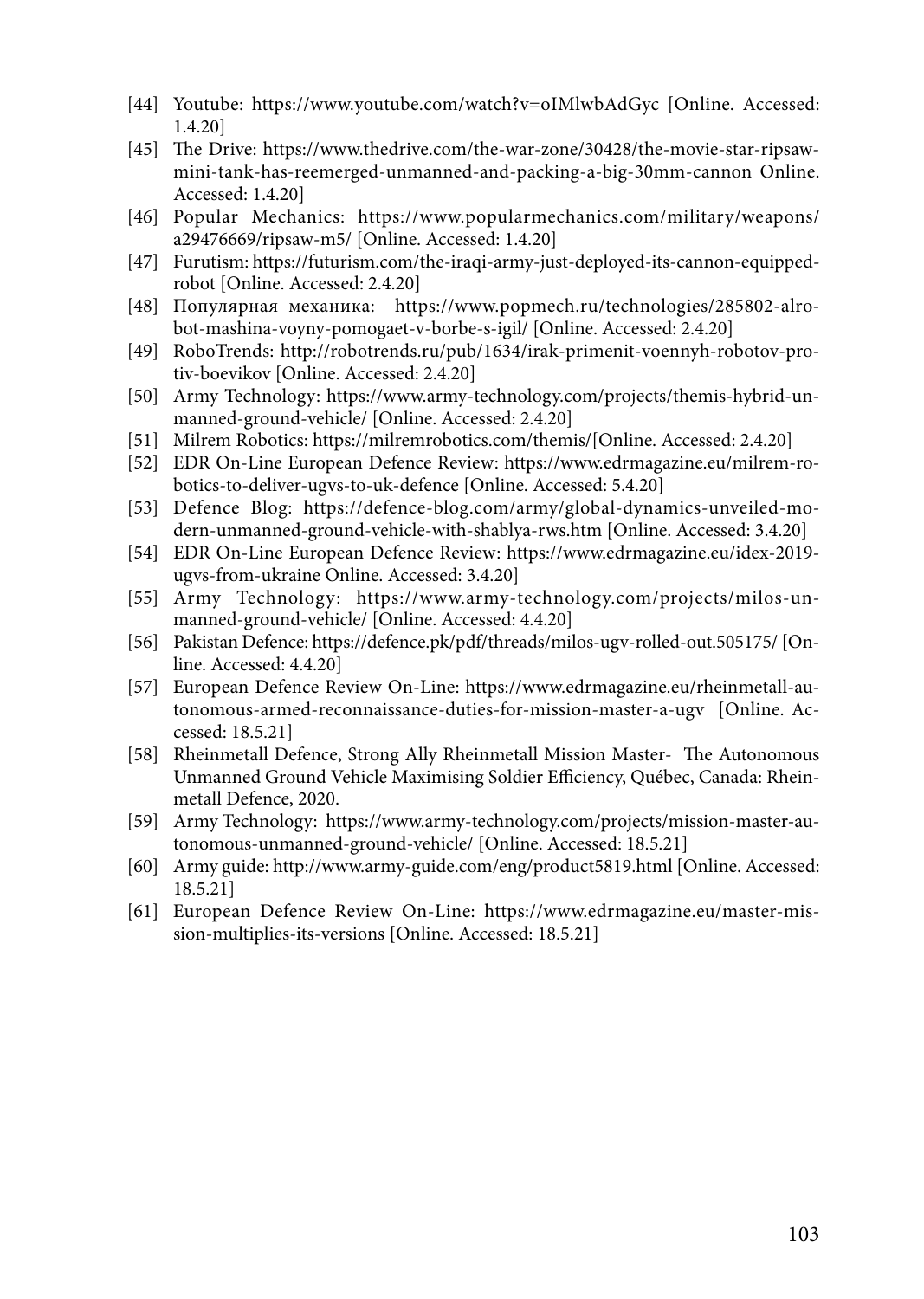[44] Youtube: https://www.youtube.com/watch?v=oIMlwbAdGyc [Online. Accessed: 1.4.20]

[45] The Drive: https://www.thedrive.com/the-war-zone/30428/the-movie-star-ripsaw-mini-tank-has-reemerged-unmanned-and-packing-a-big-30mm-cannon Online. Accessed: 1.4.20]

[46] Popular Mechanics: https://www.popularmechanics.com/military/weapons/a29476669/ripsaw-m5/ [Online. Accessed: 1.4.20]

[47] Furutism: https://futurism.com/the-iraqi-army-just-deployed-its-cannon-equipped-robot [Online. Accessed: 2.4.20]

[48] Популярная механика: https://www.popmech.ru/technologies/285802-alrobot-mashina-voyny-pomogaet-v-borbe-s-igil/ [Online. Accessed: 2.4.20]

[49] RoboTrends: http://robotrends.ru/pub/1634/irak-primenit-voennyh-robotov-protiv-boevikov [Online. Accessed: 2.4.20]

[50] Army Technology: https://www.army-technology.com/projects/themis-hybrid-unmanned-ground-vehicle/ [Online. Accessed: 2.4.20]

[51] Milrem Robotics: https://milremrobotics.com/themis/[Online. Accessed: 2.4.20]

[52] EDR On-Line European Defence Review: https://www.edrmagazine.eu/milrem-robotics-to-deliver-ugvs-to-uk-defence [Online. Accessed: 5.4.20]

[53] Defence Blog: https://defence-blog.com/army/global-dynamics-unveiled-modern-unmanned-ground-vehicle-with-shablya-rws.htm [Online. Accessed: 3.4.20]

[54] EDR On-Line European Defence Review: https://www.edrmagazine.eu/idex-2019-ugvs-from-ukraine Online. Accessed: 3.4.20]

[55] Army Technology: https://www.army-technology.com/projects/milos-unmanned-ground-vehicle/ [Online. Accessed: 4.4.20]

[56] Pakistan Defence: https://defence.pk/pdf/threads/milos-ugv-rolled-out.505175/ [Online. Accessed: 4.4.20]

[57] European Defence Review On-Line: https://www.edrmagazine.eu/rheinmetall-autonomous-armed-reconnaissance-duties-for-mission-master-a-ugv [Online. Accessed: 18.5.21]

[58] Rheinmetall Defence, Strong Ally Rheinmetall Mission Master- The Autonomous Unmanned Ground Vehicle Maximising Soldier Efficiency, Québec, Canada: Rheinmetall Defence, 2020.

[59] Army Technology: https://www.army-technology.com/projects/mission-master-autonomous-unmanned-ground-vehicle/ [Online. Accessed: 18.5.21]

[60] Army guide: http://www.army-guide.com/eng/product5819.html [Online. Accessed: 18.5.21]

[61] European Defence Review On-Line: https://www.edrmagazine.eu/master-mission-multiplies-its-versions [Online. Accessed: 18.5.21]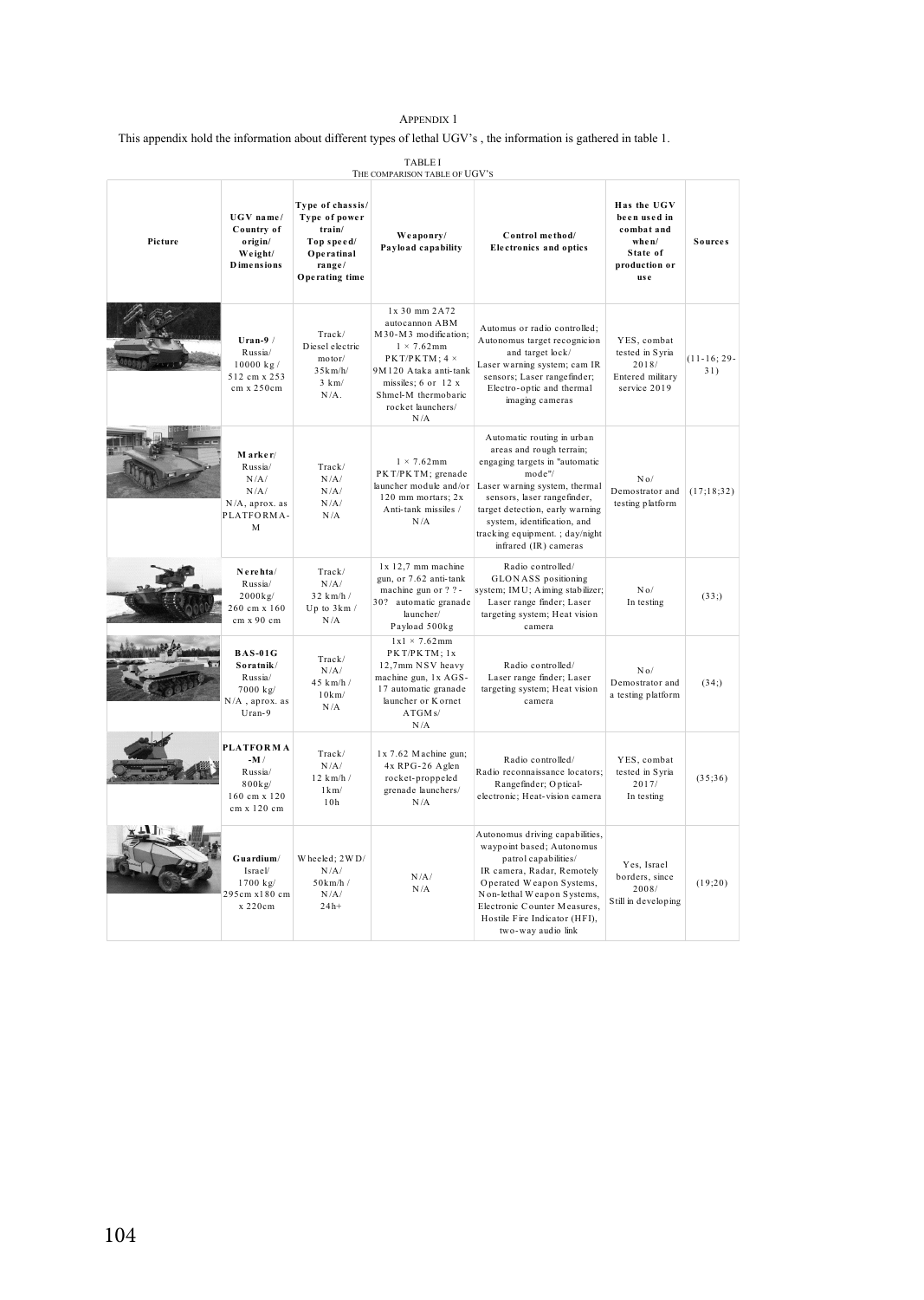# Appendix 1

This appendix hold the information about different types of lethal UGV's , the information is gathered in table 1.

TABLE I
THE COMPARISON TABLE OF UGV'S

| Picture | UGV name/ Country of origin/ Weight/ Dimensions | Type of chassis/ Type of power train/ Top speed/ Operatinal range/ Operating time | Weaponry/ Payload capability | Control method/ Electronics and optics | Has the UGV been used in combat and when/ State of production or use | Sources |
|---|---|---|---|---|---|---|
| | **Uran-9** / Russia/ 10000 kg / 512 cm x 253 cm x 250cm | Track/ Diesel electric motor/ 35km/h/ 3 km/ N/A. | 1x 30 mm 2A72 autocannon ABM M30-M3 modification; 1 × 7.62mm PKT/PKTM; 4 × 9M120 Ataka anti-tank missiles; 6 or 12 x Shmel-M thermobaric rocket launchers/ N/A | Automus or radio controlled; Autonomus target recognicion and target lock/ Laser warning system; cam IR sensors; Laser rangefinder; Electro-optic and thermal imaging cameras | YES, combat tested in Syria 2018/ Entered military service 2019 | (11-16; 29-31) |
| | **Marker**/ Russia/ N/A/ N/A/ N/A, aprox. as PLATFORMA-M | Track/ N/A/ N/A/ N/A/ N/A | 1 × 7.62mm PKT/PKTM; grenade launcher module and/or 120 mm mortars; 2x Anti-tank missiles / N/A | Automatic routing in urban areas and rough terrain; engaging targets in "automatic mode"/ Laser warning system, thermal sensors, laser rangefinder, target detection, early warning system, identification, and tracking equipment. ; day/night infrared (IR) cameras | No/ Demostrator and testing platform | (17;18;32) |
| | **Nerehta**/ Russia/ 2000kg/ 260 cm x 160 cm x 90 cm | Track/ N/A/ 32 km/h / Up to 3km / N/A | 1x 12,7 mm machine gun, or 7.62 anti-tank machine gun or ? ?-30? automatic granade launcher/ Payload 500kg | Radio controlled/ GLONASS positioning system; IMU; Aiming stabilizer; Laser range finder; Laser targeting system; Heat vision camera | No/ In testing | (33;) |
| | **BAS-01G Soratnik**/ Russia/ 7000 kg/ N/A , aprox. as Uran-9 | Track/ N/A/ 45 km/h / 10km/ N/A | 1x1 × 7.62mm PKT/PKTM; 1x 12,7mm NSV heavy machine gun, 1x AGS-17 automatic granade launcher or Kornet ATGMs/ N/A | Radio controlled/ Laser range finder; Laser targeting system; Heat vision camera | No/ Demostrator and a testing platform | (34;) |
| | **PLATFORMA-M** / Russia/ 800kg/ 160 cm x 120 cm x 120 cm | Track/ N/A/ 12 km/h / 1km/ 10h | 1x 7.62 Machine gun; 4x RPG-26 Aglen rocket-proppeled grenade launchers/ N/A | Radio controlled/ Radio reconnaissance locators; Rangefinder; Optical-electronic; Heat-vision camera | YES, combat tested in Syria 2017/ In testing | (35;36) |
| | **Guardium**/ Israel/ 1700 kg/ 295cm x180 cm x 220cm | Wheeled; 2WD/ N/A/ 50km/h / N/A/ 24h+ | N/A/ N/A | Autonomus driving capabilities, waypoint based; Autonomus patrol capabilities/ IR camera, Radar, Remotely Operated Weapon Systems, Non-lethal Weapon Systems, Electronic Counter Measures, Hostile Fire Indicator (HFI), two-way audio link | Yes, Israel borders, since 2008/ Still in developing | (19;20) |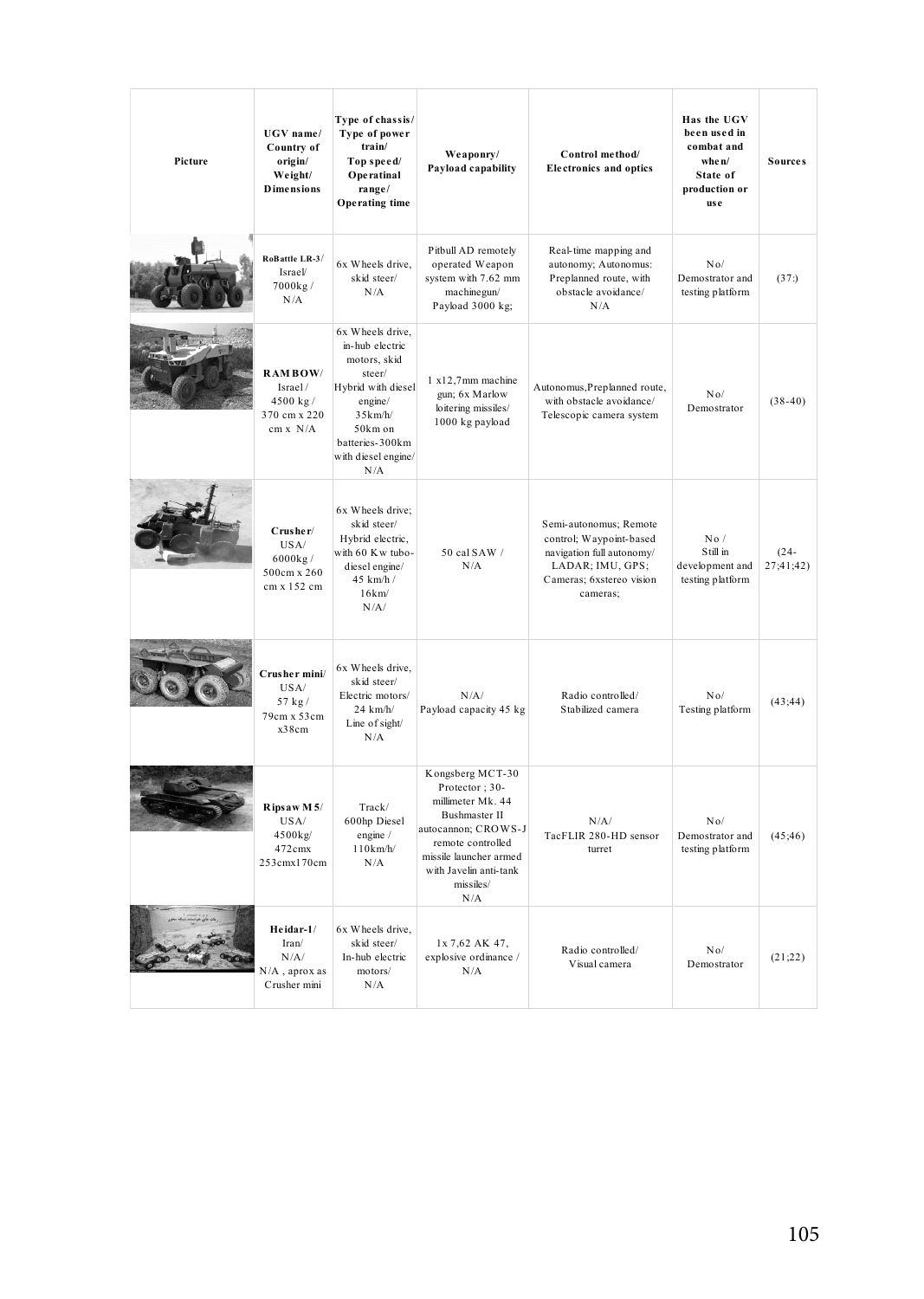| Picture | UGV name/ Country of origin/ Weight/ Dimensions | Type of chassis/ Type of power train/ Top speed/ Operatinal range/ Operating time | Weaponry/ Payload capability | Control method/ Electronics and optics | Has the UGV been used in combat and when/ State of production or use | Sources |
|---|---|---|---|---|---|---|
| | **RoBattle LR-3**/ Israel/ 7000kg / N/A | 6x Wheels drive, skid steer/ N/A | Pitbull AD remotely operated Weapon system with 7.62 mm machinegun/ Payload 3000 kg; | Real-time mapping and autonomy; Autonomus: Preplanned route, with obstacle avoidance/ N/A | No/ Demostrator and testing platform | (37:) |
| | **RAMBOW**/ Israel / 4500 kg / 370 cm x 220 cm x N/A | 6x Wheels drive, in-hub electric motors, skid steer/ Hybrid with diesel engine/ 35km/h/ 50km on batteries-300km with diesel engine/ N/A | 1 x12,7mm machine gun; 6x Marlow loitering missiles/ 1000 kg payload | Autonomus,Preplanned route, with obstacle avoidance/ Telescopic camera system | No/ Demostrator | (38-40) |
| | **Crusher**/ USA/ 6000kg / 500cm x 260 cm x 152 cm | 6x Wheels drive; skid steer/ Hybrid electric, with 60 Kw tubo-diesel engine/ 45 km/h / 16km/ N/A/ | 50 cal SAW / N/A | Semi-autonomus; Remote control; Waypoint-based navigation full autonomy/ LADAR; IMU, GPS; Cameras; 6xstereo vision cameras; | No / Still in development and testing platform | (24-27;41;42) |
| | **Crusher mini**/ USA/ 57 kg / 79cm x 53cm x38cm | 6x Wheels drive, skid steer/ Electric motors/ 24 km/h/ Line of sight/ N/A | N/A/ Payload capacity 45 kg | Radio controlled/ Stabilized camera | No/ Testing platform | (43;44) |
| | **Ripsaw M5**/ USA/ 4500kg/ 472cmx 253cmx170cm | Track/ 600hp Diesel engine / 110km/h/ N/A | Kongsberg MCT-30 Protector ; 30-millimeter Mk. 44 Bushmaster II autocannon; CROWS-J remote controlled missile launcher armed with Javelin anti-tank missiles/ N/A | N/A/ TacFLIR 280-HD sensor turret | No/ Demostrator and testing platform | (45;46) |
| | **Heidar-1**/ Iran/ N/A/ N/A , aprox as Crusher mini | 6x Wheels drive, skid steer/ In-hub electric motors/ N/A | 1x 7,62 AK 47, explosive ordinance / N/A | Radio controlled/ Visual camera | No/ Demostrator | (21;22) |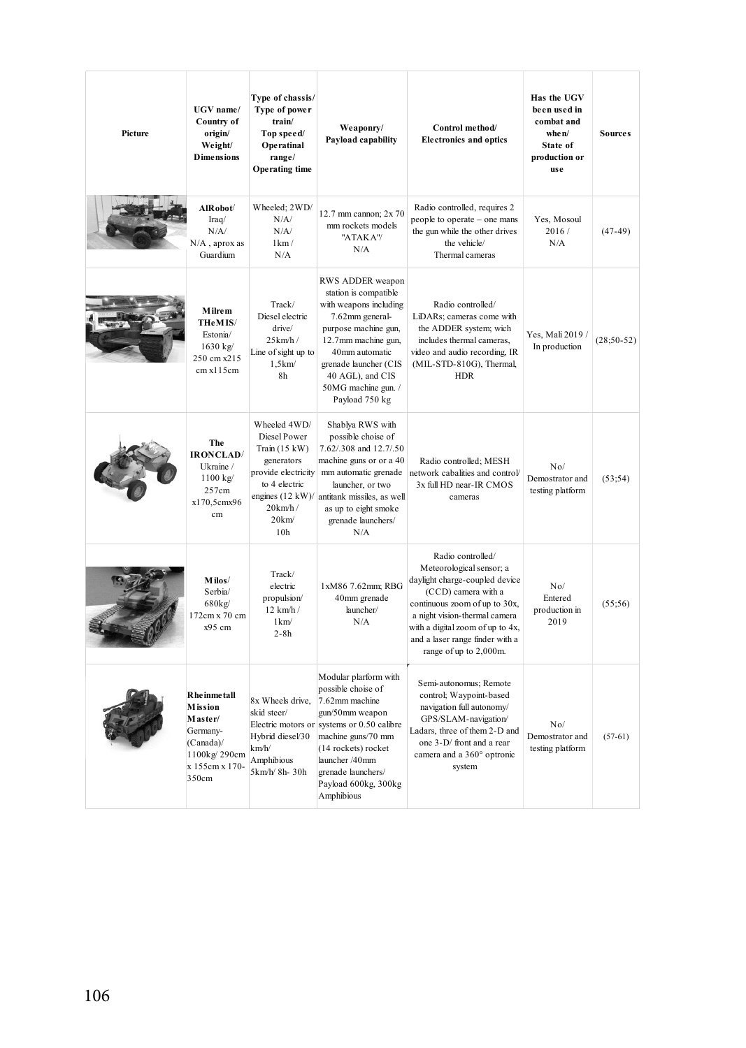| Picture | UGV name/ Country of origin/ Weight/ Dimensions | Type of chassis/ Type of power train/ Top speed/ Operatinal range/ Operating time | Weaponry/ Payload capability | Control method/ Electronics and optics | Has the UGV been used in combat and when/ State of production or use | Sources |
|---|---|---|---|---|---|---|
| | **AlRobot**/ Iraq/ N/A/ N/A , aprox as Guardium | Wheeled; 2WD/ N/A/ N/A/ 1km / N/A | 12.7 mm cannon; 2x 70 mm rockets models "ATAKA"/ N/A | Radio controlled, requires 2 people to operate – one mans the gun while the other drives the vehicle/ Thermal cameras | Yes, Mosoul 2016 / N/A | (47-49) |
| | **Milrem THeMIS**/ Estonia/ 1630 kg/ 250 cm x215 cm x115cm | Track/ Diesel electric drive/ 25km/h / Line of sight up to 1,5km/ 8h | RWS ADDER weapon station is compatible with weapons including 7.62mm general-purpose machine gun, 12.7mm machine gun, 40mm automatic grenade launcher (CIS 40 AGL), and CIS 50MG machine gun. / Payload 750 kg | Radio controlled/ LiDARs; cameras come with the ADDER system; wich includes thermal cameras, video and audio recording, IR (MIL-STD-810G), Thermal, HDR | Yes, Mali 2019 / In production | (28;50-52) |
| | **The IRONCLAD**/ Ukraine / 1100 kg/ 257cm x170,5cmx96 cm | Wheeled 4WD/ Diesel Power Train (15 kW) generators provide electricity to 4 electric engines (12 kW)/ 20km/h / 20km/ 10h | Shablya RWS with possible choise of 7.62/.308 and 12.7/.50 machine guns or or a 40 mm automatic grenade launcher, or two antitank missiles, as well as up to eight smoke grenade launchers/ N/A | Radio controlled; MESH network cabalities and control/ 3x full HD near-IR CMOS cameras | No/ Demostrator and testing platform | (53;54) |
| | **Milos**/ Serbia/ 680kg/ 172cm x 70 cm x95 cm | Track/ electric propulsion/ 12 km/h / 1km/ 2-8h | 1xM86 7.62mm; RBG 40mm grenade launcher/ N/A | Radio controlled/ Meteorological sensor; a daylight charge-coupled device (CCD) camera with a continuous zoom of up to 30x, a night vision-thermal camera with a digital zoom of up to 4x, and a laser range finder with a range of up to 2,000m. | No/ Entered production in 2019 | (55;56) |
| | **Rheinmetall Mission Master/** Germany-(Canada)/ 1100kg/ 290cm x 155cm x 170-350cm | 8x Wheels drive, skid steer/ Electric motors or Hybrid diesel/30 km/h/ Amphibious 5km/h/ 8h- 30h | Modular plarform with possible choise of 7.62mm machine gun/50mm weapon systems or 0.50 calibre machine guns/70 mm (14 rockets) rocket launcher /40mm grenade launchers/ Payload 600kg, 300kg Amphibious | Semi-autonomus; Remote control; Waypoint-based navigation full autonomy/ GPS/SLAM-navigation/ Ladars, three of them 2-D and one 3-D/ front and a rear camera and a 360° optronic system | No/ Demostrator and testing platform | (57-61) |